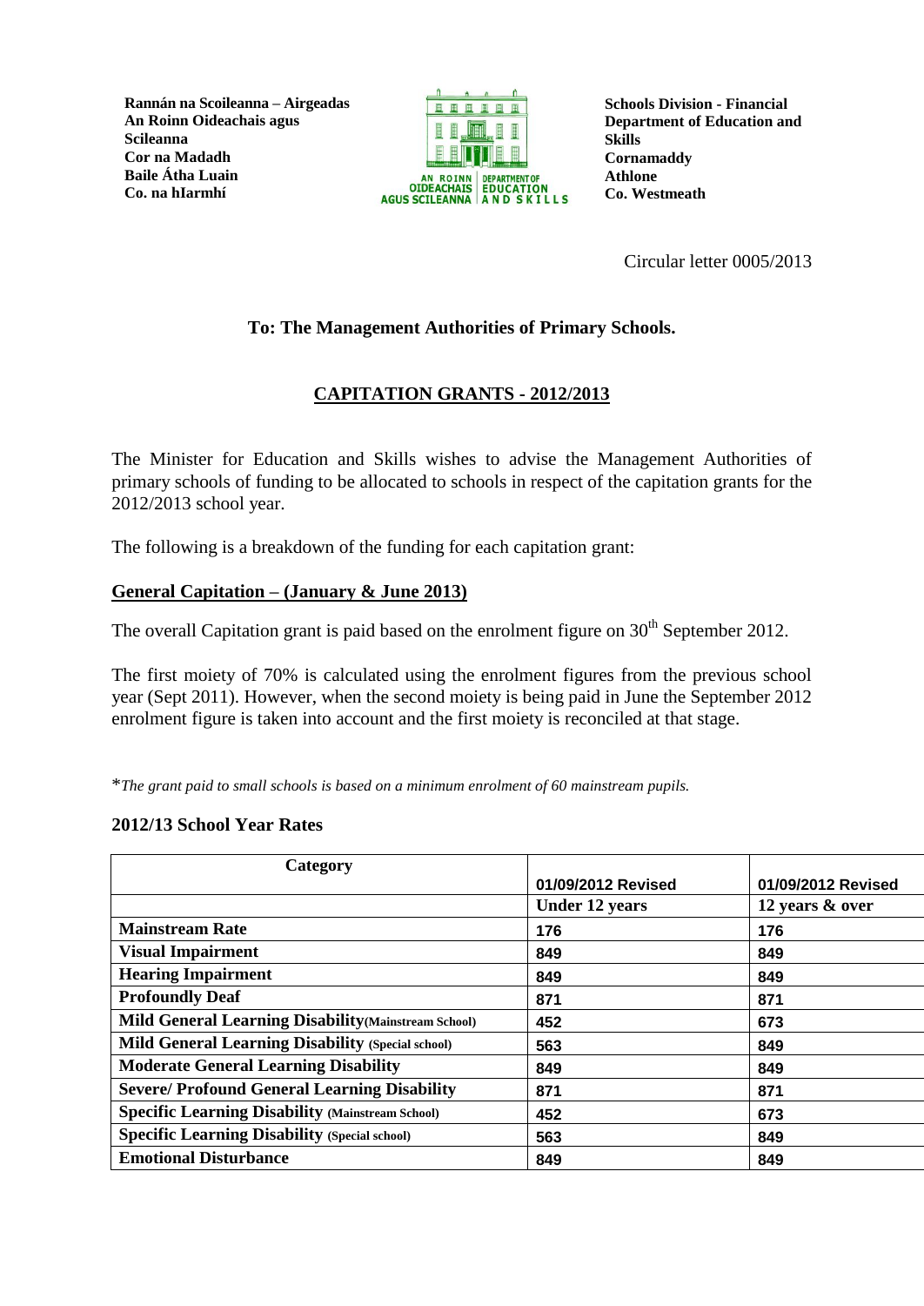Rannán na Scoileanna – Airgeadas
An Roinn Oideachais agus Scileanna
Cor na Madadh
Baile Átha Luain
Co. na hIarmhí

Schools Division - Financial
Department of Education and Skills
Cornamaddy
Athlone
Co. Westmeath

Circular letter 0005/2013

**To: The Management Authorities of Primary Schools.**

## CAPITATION GRANTS - 2012/2013

The Minister for Education and Skills wishes to advise the Management Authorities of primary schools of funding to be allocated to schools in respect of the capitation grants for the 2012/2013 school year.

The following is a breakdown of the funding for each capitation grant:

### General Capitation – (January & June 2013)

The overall Capitation grant is paid based on the enrolment figure on 30th September 2012.

The first moiety of 70% is calculated using the enrolment figures from the previous school year (Sept 2011). However, when the second moiety is being paid in June the September 2012 enrolment figure is taken into account and the first moiety is reconciled at that stage.

**The grant paid to small schools is based on a minimum enrolment of 60 mainstream pupils.*

### 2012/13 School Year Rates

| Category | 01/09/2012 Revised | 01/09/2012 Revised |
|---|---|---|
| | Under 12 years | 12 years & over |
| Mainstream Rate | 176 | 176 |
| Visual Impairment | 849 | 849 |
| Hearing Impairment | 849 | 849 |
| Profoundly Deaf | 871 | 871 |
| Mild General Learning Disability (Mainstream School) | 452 | 673 |
| Mild General Learning Disability (Special school) | 563 | 849 |
| Moderate General Learning Disability | 849 | 849 |
| Severe/ Profound General Learning Disability | 871 | 871 |
| Specific Learning Disability (Mainstream School) | 452 | 673 |
| Specific Learning Disability (Special school) | 563 | 849 |
| Emotional Disturbance | 849 | 849 |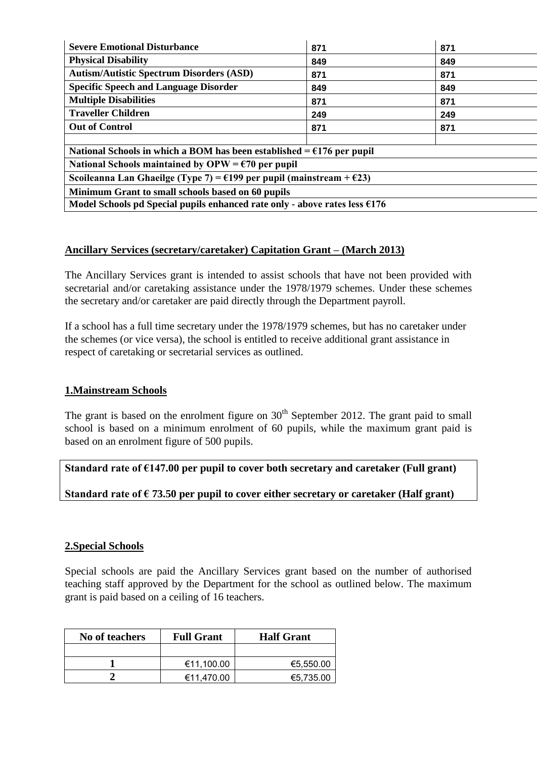| | | |
|---|---|---|
| **Severe Emotional Disturbance** | 871 | 871 |
| **Physical Disability** | 849 | 849 |
| **Autism/Autistic Spectrum Disorders (ASD)** | 871 | 871 |
| **Specific Speech and Language Disorder** | 849 | 849 |
| **Multiple Disabilities** | 871 | 871 |
| **Traveller Children** | 249 | 249 |
| **Out of Control** | 871 | 871 |
| | | |
| **National Schools in which a BOM has been established = €176 per pupil** | | |
| **National Schools maintained by OPW = €70 per pupil** | | |
| **Scoileanna Lan Ghaeilge (Type 7) = €199 per pupil (mainstream + €23)** | | |
| **Minimum Grant to small schools based on 60 pupils** | | |
| **Model Schools pd Special pupils enhanced rate only - above rates less €176** | | |

## Ancillary Services (secretary/caretaker) Capitation Grant – (March 2013)

The Ancillary Services grant is intended to assist schools that have not been provided with secretarial and/or caretaking assistance under the 1978/1979 schemes. Under these schemes the secretary and/or caretaker are paid directly through the Department payroll.

If a school has a full time secretary under the 1978/1979 schemes, but has no caretaker under the schemes (or vice versa), the school is entitled to receive additional grant assistance in respect of caretaking or secretarial services as outlined.

### 1.Mainstream Schools

The grant is based on the enrolment figure on 30th September 2012. The grant paid to small school is based on a minimum enrolment of 60 pupils, while the maximum grant paid is based on an enrolment figure of 500 pupils.

**Standard rate of €147.00 per pupil to cover both secretary and caretaker (Full grant)**

**Standard rate of € 73.50 per pupil to cover either secretary or caretaker (Half grant)**

### 2.Special Schools

Special schools are paid the Ancillary Services grant based on the number of authorised teaching staff approved by the Department for the school as outlined below. The maximum grant is paid based on a ceiling of 16 teachers.

| No of teachers | Full Grant | Half Grant |
|---|---|---|
| | | |
| 1 | €11,100.00 | €5,550.00 |
| 2 | €11,470.00 | €5,735.00 |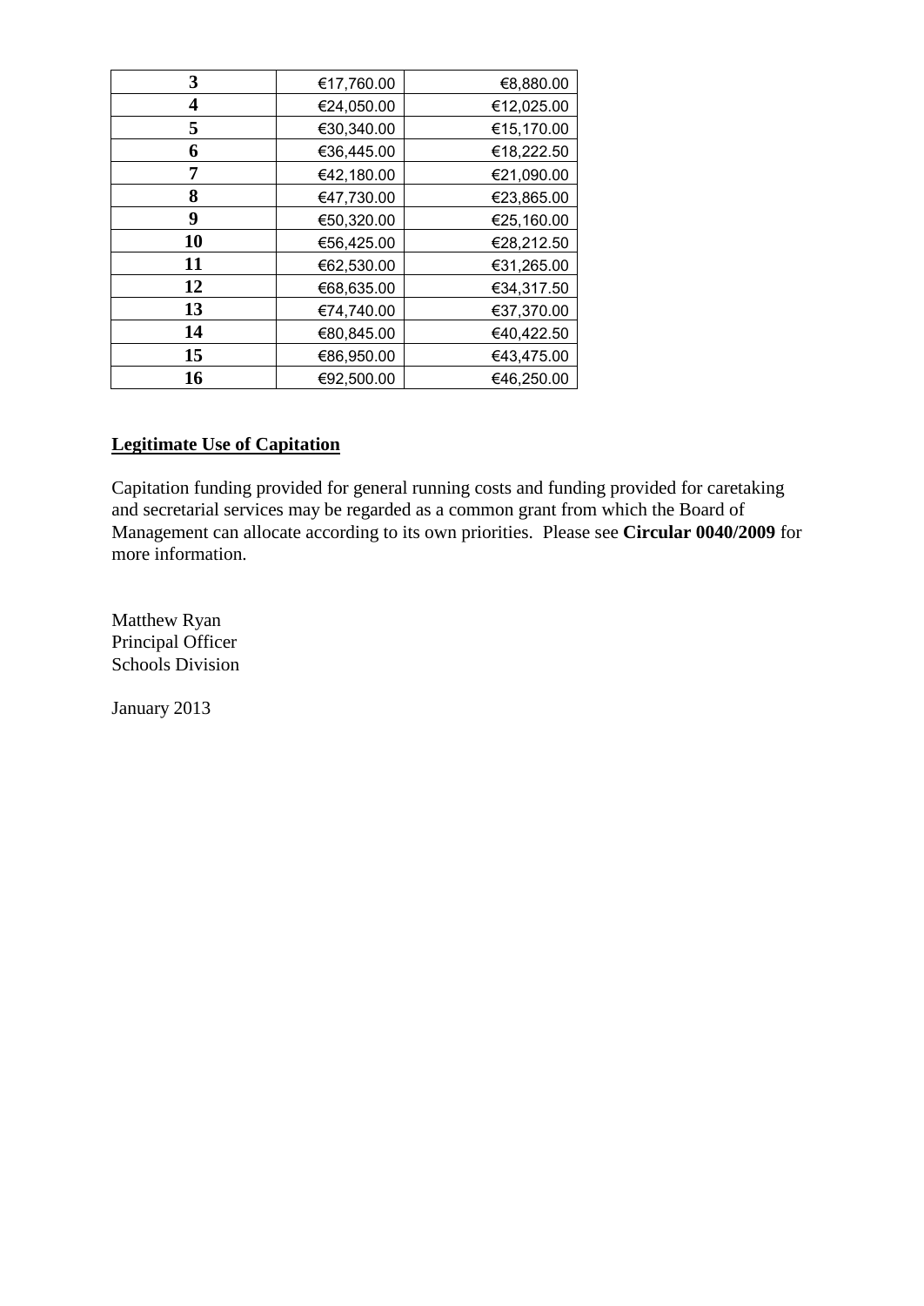| | | |
|---|---|---|
| **3** | €17,760.00 | €8,880.00 |
| **4** | €24,050.00 | €12,025.00 |
| **5** | €30,340.00 | €15,170.00 |
| **6** | €36,445.00 | €18,222.50 |
| **7** | €42,180.00 | €21,090.00 |
| **8** | €47,730.00 | €23,865.00 |
| **9** | €50,320.00 | €25,160.00 |
| **10** | €56,425.00 | €28,212.50 |
| **11** | €62,530.00 | €31,265.00 |
| **12** | €68,635.00 | €34,317.50 |
| **13** | €74,740.00 | €37,370.00 |
| **14** | €80,845.00 | €40,422.50 |
| **15** | €86,950.00 | €43,475.00 |
| **16** | €92,500.00 | €46,250.00 |

**Legitimate Use of Capitation**

Capitation funding provided for general running costs and funding provided for caretaking and secretarial services may be regarded as a common grant from which the Board of Management can allocate according to its own priorities. Please see **Circular 0040/2009** for more information.

Matthew Ryan
Principal Officer
Schools Division

January 2013